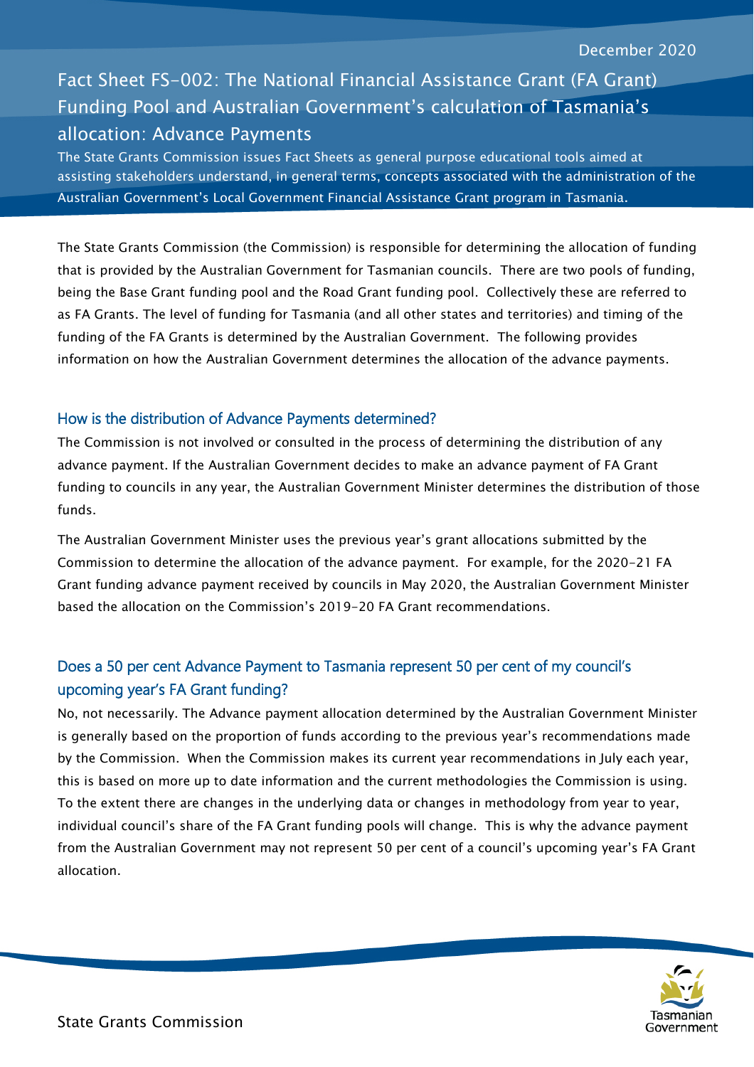December 2020

# Fact Sheet FS-002: The National Financial Assistance Grant (FA Grant) Funding Pool and Australian Government's calculation of Tasmania's allocation: Advance Payments

The State Grants Commission issues Fact Sheets as general purpose educational tools aimed at assisting stakeholders understand, in general terms, concepts associated with the administration of the Australian Government's Local Government Financial Assistance Grant program in Tasmania.

The State Grants Commission (the Commission) is responsible for determining the allocation of funding that is provided by the Australian Government for Tasmanian councils. There are two pools of funding, being the Base Grant funding pool and the Road Grant funding pool. Collectively these are referred to as FA Grants. The level of funding for Tasmania (and all other states and territories) and timing of the funding of the FA Grants is determined by the Australian Government. The following provides information on how the Australian Government determines the allocation of the advance payments.

## How is the distribution of Advance Payments determined?

The Commission is not involved or consulted in the process of determining the distribution of any advance payment. If the Australian Government decides to make an advance payment of FA Grant funding to councils in any year, the Australian Government Minister determines the distribution of those funds.

The Australian Government Minister uses the previous year's grant allocations submitted by the Commission to determine the allocation of the advance payment. For example, for the 2020-21 FA Grant funding advance payment received by councils in May 2020, the Australian Government Minister based the allocation on the Commission's 2019-20 FA Grant recommendations.

## Does a 50 per cent Advance Payment to Tasmania represent 50 per cent of my council's upcoming year's FA Grant funding?

No, not necessarily. The Advance payment allocation determined by the Australian Government Minister is generally based on the proportion of funds according to the previous year's recommendations made by the Commission. When the Commission makes its current year recommendations in July each year, this is based on more up to date information and the current methodologies the Commission is using. To the extent there are changes in the underlying data or changes in methodology from year to year, individual council's share of the FA Grant funding pools will change. This is why the advance payment from the Australian Government may not represent 50 per cent of a council's upcoming year's FA Grant allocation.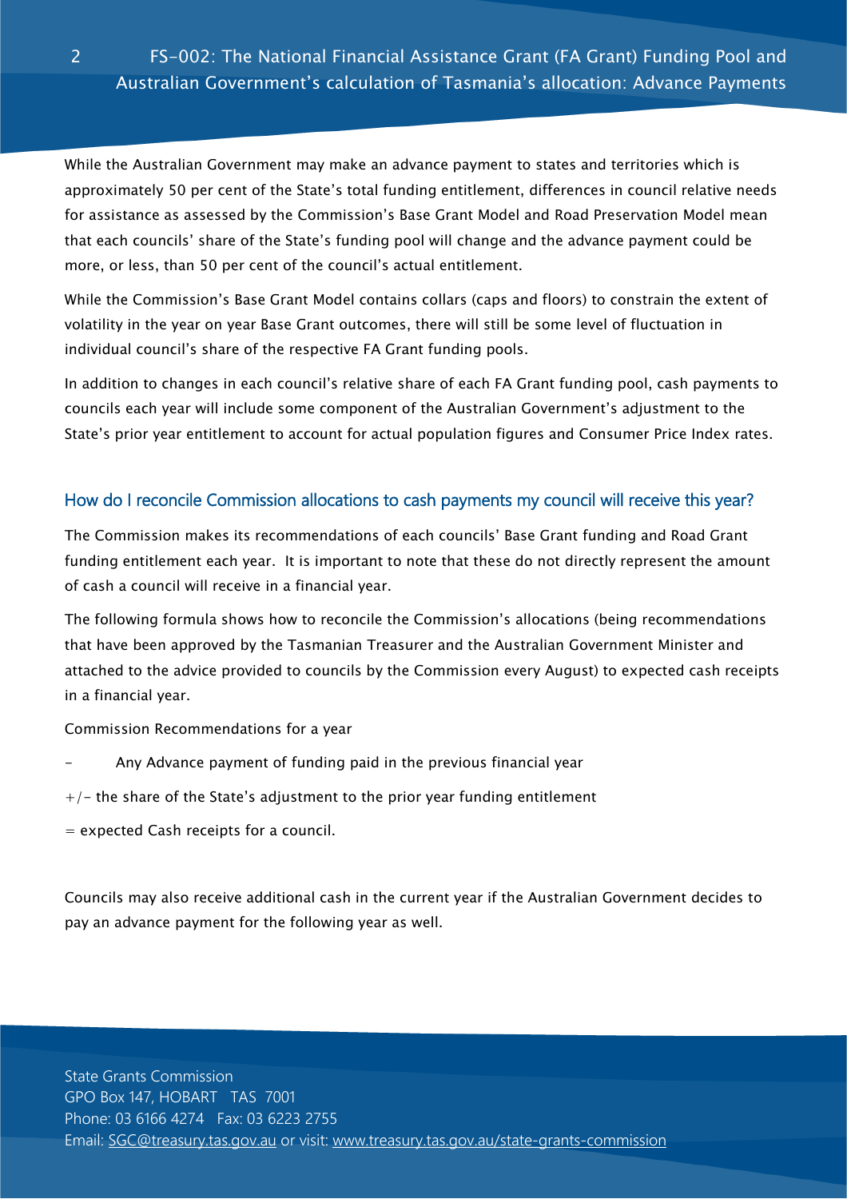While the Australian Government may make an advance payment to states and territories which is approximately 50 per cent of the State's total funding entitlement, differences in council relative needs for assistance as assessed by the Commission's Base Grant Model and Road Preservation Model mean that each councils' share of the State's funding pool will change and the advance payment could be more, or less, than 50 per cent of the council's actual entitlement.

While the Commission's Base Grant Model contains collars (caps and floors) to constrain the extent of volatility in the year on year Base Grant outcomes, there will still be some level of fluctuation in individual council's share of the respective FA Grant funding pools.

In addition to changes in each council's relative share of each FA Grant funding pool, cash payments to councils each year will include some component of the Australian Government's adjustment to the State's prior year entitlement to account for actual population figures and Consumer Price Index rates.

## How do I reconcile Commission allocations to cash payments my council will receive this year?

The Commission makes its recommendations of each councils' Base Grant funding and Road Grant funding entitlement each year. It is important to note that these do not directly represent the amount of cash a council will receive in a financial year.

The following formula shows how to reconcile the Commission's allocations (being recommendations that have been approved by the Tasmanian Treasurer and the Australian Government Minister and attached to the advice provided to councils by the Commission every August) to expected cash receipts in a financial year.

Commission Recommendations for a year

\- Any Advance payment of funding paid in the previous financial year

+/- the share of the State's adjustment to the prior year funding entitlement

= expected Cash receipts for a council.

Councils may also receive additional cash in the current year if the Australian Government decides to pay an advance payment for the following year as well.

State Grants Commission
GPO Box 147, HOBART TAS 7001
Phone: 03 6166 4274 Fax: 03 6223 2755
Email: SGC@treasury.tas.gov.au or visit: www.treasury.tas.gov.au/state-grants-commission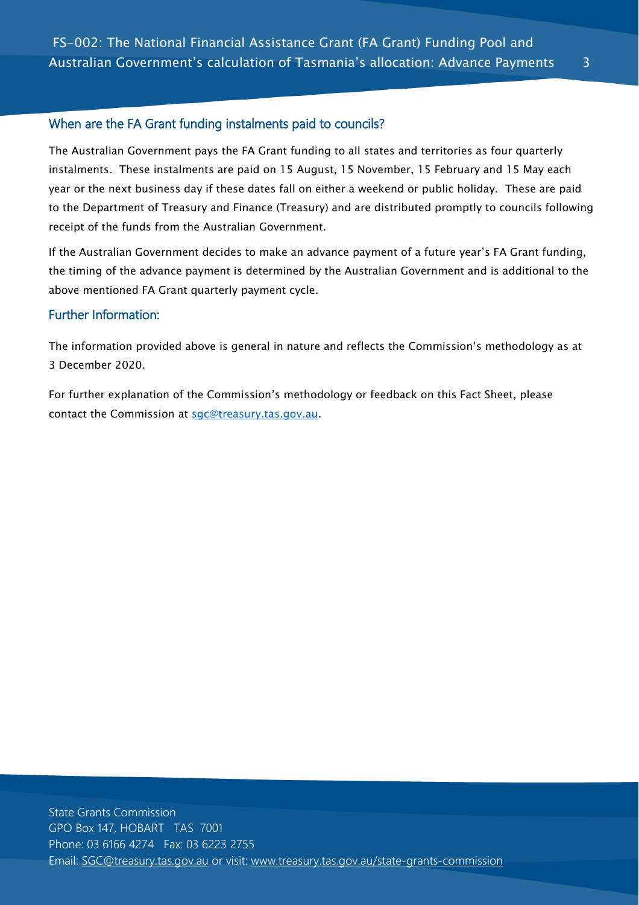## When are the FA Grant funding instalments paid to councils?

The Australian Government pays the FA Grant funding to all states and territories as four quarterly instalments. These instalments are paid on 15 August, 15 November, 15 February and 15 May each year or the next business day if these dates fall on either a weekend or public holiday. These are paid to the Department of Treasury and Finance (Treasury) and are distributed promptly to councils following receipt of the funds from the Australian Government.

If the Australian Government decides to make an advance payment of a future year's FA Grant funding, the timing of the advance payment is determined by the Australian Government and is additional to the above mentioned FA Grant quarterly payment cycle.

## Further Information:

The information provided above is general in nature and reflects the Commission's methodology as at 3 December 2020.

For further explanation of the Commission's methodology or feedback on this Fact Sheet, please contact the Commission at sgc@treasury.tas.gov.au.

State Grants Commission
GPO Box 147, HOBART TAS 7001
Phone: 03 6166 4274 Fax: 03 6223 2755
Email: SGC@treasury.tas.gov.au or visit: www.treasury.tas.gov.au/state-grants-commission